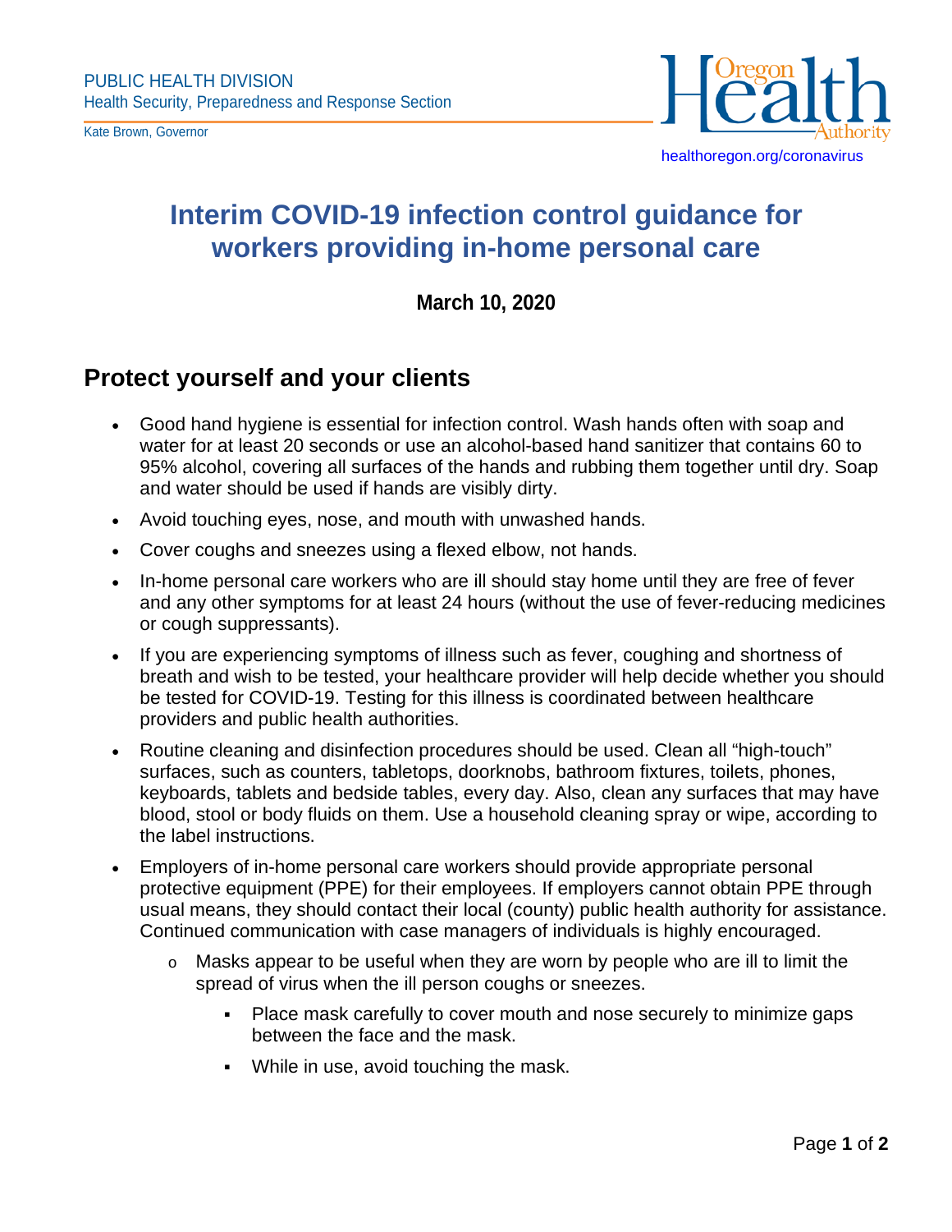PUBLIC HEALTH DIVISION
Health Security, Preparedness and Response Section

Kate Brown, Governor

healthoregon.org/coronavirus

# Interim COVID-19 infection control guidance for workers providing in-home personal care

**March 10, 2020**

## Protect yourself and your clients

- Good hand hygiene is essential for infection control. Wash hands often with soap and water for at least 20 seconds or use an alcohol-based hand sanitizer that contains 60 to 95% alcohol, covering all surfaces of the hands and rubbing them together until dry. Soap and water should be used if hands are visibly dirty.
- Avoid touching eyes, nose, and mouth with unwashed hands.
- Cover coughs and sneezes using a flexed elbow, not hands.
- In-home personal care workers who are ill should stay home until they are free of fever and any other symptoms for at least 24 hours (without the use of fever-reducing medicines or cough suppressants).
- If you are experiencing symptoms of illness such as fever, coughing and shortness of breath and wish to be tested, your healthcare provider will help decide whether you should be tested for COVID-19. Testing for this illness is coordinated between healthcare providers and public health authorities.
- Routine cleaning and disinfection procedures should be used. Clean all "high-touch" surfaces, such as counters, tabletops, doorknobs, bathroom fixtures, toilets, phones, keyboards, tablets and bedside tables, every day. Also, clean any surfaces that may have blood, stool or body fluids on them. Use a household cleaning spray or wipe, according to the label instructions.
- Employers of in-home personal care workers should provide appropriate personal protective equipment (PPE) for their employees. If employers cannot obtain PPE through usual means, they should contact their local (county) public health authority for assistance. Continued communication with case managers of individuals is highly encouraged.
  - Masks appear to be useful when they are worn by people who are ill to limit the spread of virus when the ill person coughs or sneezes.
    - Place mask carefully to cover mouth and nose securely to minimize gaps between the face and the mask.
    - While in use, avoid touching the mask.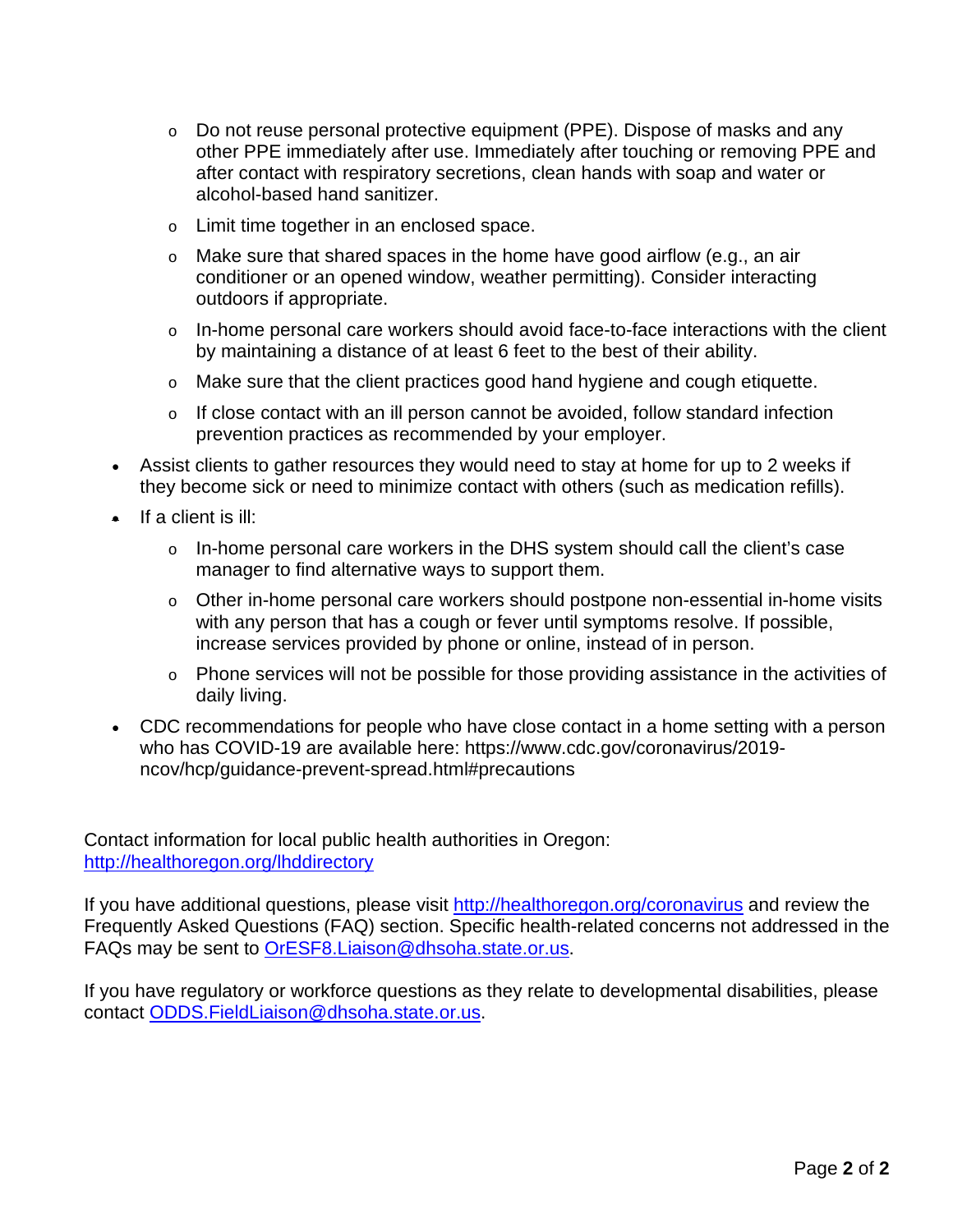- Do not reuse personal protective equipment (PPE). Dispose of masks and any other PPE immediately after use. Immediately after touching or removing PPE and after contact with respiratory secretions, clean hands with soap and water or alcohol-based hand sanitizer.
  - Limit time together in an enclosed space.
  - Make sure that shared spaces in the home have good airflow (e.g., an air conditioner or an opened window, weather permitting). Consider interacting outdoors if appropriate.
  - In-home personal care workers should avoid face-to-face interactions with the client by maintaining a distance of at least 6 feet to the best of their ability.
  - Make sure that the client practices good hand hygiene and cough etiquette.
  - If close contact with an ill person cannot be avoided, follow standard infection prevention practices as recommended by your employer.
- Assist clients to gather resources they would need to stay at home for up to 2 weeks if they become sick or need to minimize contact with others (such as medication refills).
- If a client is ill:
  - In-home personal care workers in the DHS system should call the client's case manager to find alternative ways to support them.
  - Other in-home personal care workers should postpone non-essential in-home visits with any person that has a cough or fever until symptoms resolve. If possible, increase services provided by phone or online, instead of in person.
  - Phone services will not be possible for those providing assistance in the activities of daily living.
- CDC recommendations for people who have close contact in a home setting with a person who has COVID-19 are available here: https://www.cdc.gov/coronavirus/2019-ncov/hcp/guidance-prevent-spread.html#precautions

Contact information for local public health authorities in Oregon: [http://healthoregon.org/lhddirectory](http://healthoregon.org/lhddirectory)

If you have additional questions, please visit [http://healthoregon.org/coronavirus](http://healthoregon.org/coronavirus) and review the Frequently Asked Questions (FAQ) section. Specific health-related concerns not addressed in the FAQs may be sent to [OrESF8.Liaison@dhsoha.state.or.us](mailto:OrESF8.Liaison@dhsoha.state.or.us).

If you have regulatory or workforce questions as they relate to developmental disabilities, please contact [ODDS.FieldLiaison@dhsoha.state.or.us](mailto:ODDS.FieldLiaison@dhsoha.state.or.us).